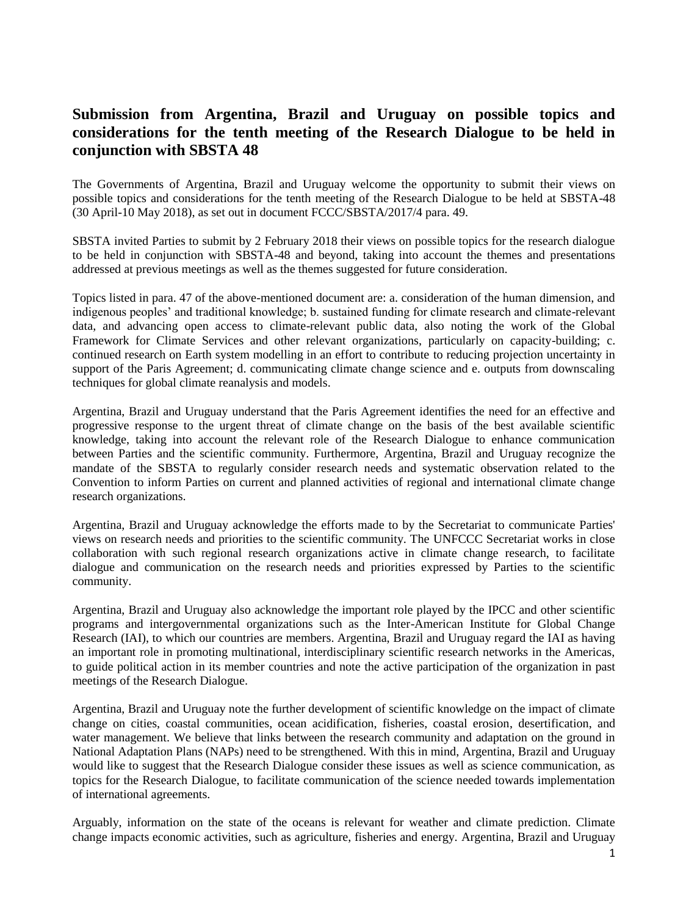# Submission from Argentina, Brazil and Uruguay on possible topics and considerations for the tenth meeting of the Research Dialogue to be held in conjunction with SBSTA 48

The Governments of Argentina, Brazil and Uruguay welcome the opportunity to submit their views on possible topics and considerations for the tenth meeting of the Research Dialogue to be held at SBSTA-48 (30 April-10 May 2018), as set out in document FCCC/SBSTA/2017/4 para. 49.

SBSTA invited Parties to submit by 2 February 2018 their views on possible topics for the research dialogue to be held in conjunction with SBSTA-48 and beyond, taking into account the themes and presentations addressed at previous meetings as well as the themes suggested for future consideration.

Topics listed in para. 47 of the above-mentioned document are: a. consideration of the human dimension, and indigenous peoples' and traditional knowledge; b. sustained funding for climate research and climate-relevant data, and advancing open access to climate-relevant public data, also noting the work of the Global Framework for Climate Services and other relevant organizations, particularly on capacity-building; c. continued research on Earth system modelling in an effort to contribute to reducing projection uncertainty in support of the Paris Agreement; d. communicating climate change science and e. outputs from downscaling techniques for global climate reanalysis and models.

Argentina, Brazil and Uruguay understand that the Paris Agreement identifies the need for an effective and progressive response to the urgent threat of climate change on the basis of the best available scientific knowledge, taking into account the relevant role of the Research Dialogue to enhance communication between Parties and the scientific community. Furthermore, Argentina, Brazil and Uruguay recognize the mandate of the SBSTA to regularly consider research needs and systematic observation related to the Convention to inform Parties on current and planned activities of regional and international climate change research organizations.

Argentina, Brazil and Uruguay acknowledge the efforts made to by the Secretariat to communicate Parties' views on research needs and priorities to the scientific community. The UNFCCC Secretariat works in close collaboration with such regional research organizations active in climate change research, to facilitate dialogue and communication on the research needs and priorities expressed by Parties to the scientific community.

Argentina, Brazil and Uruguay also acknowledge the important role played by the IPCC and other scientific programs and intergovernmental organizations such as the Inter-American Institute for Global Change Research (IAI), to which our countries are members. Argentina, Brazil and Uruguay regard the IAI as having an important role in promoting multinational, interdisciplinary scientific research networks in the Americas, to guide political action in its member countries and note the active participation of the organization in past meetings of the Research Dialogue.

Argentina, Brazil and Uruguay note the further development of scientific knowledge on the impact of climate change on cities, coastal communities, ocean acidification, fisheries, coastal erosion, desertification, and water management. We believe that links between the research community and adaptation on the ground in National Adaptation Plans (NAPs) need to be strengthened. With this in mind, Argentina, Brazil and Uruguay would like to suggest that the Research Dialogue consider these issues as well as science communication, as topics for the Research Dialogue, to facilitate communication of the science needed towards implementation of international agreements.

Arguably, information on the state of the oceans is relevant for weather and climate prediction. Climate change impacts economic activities, such as agriculture, fisheries and energy. Argentina, Brazil and Uruguay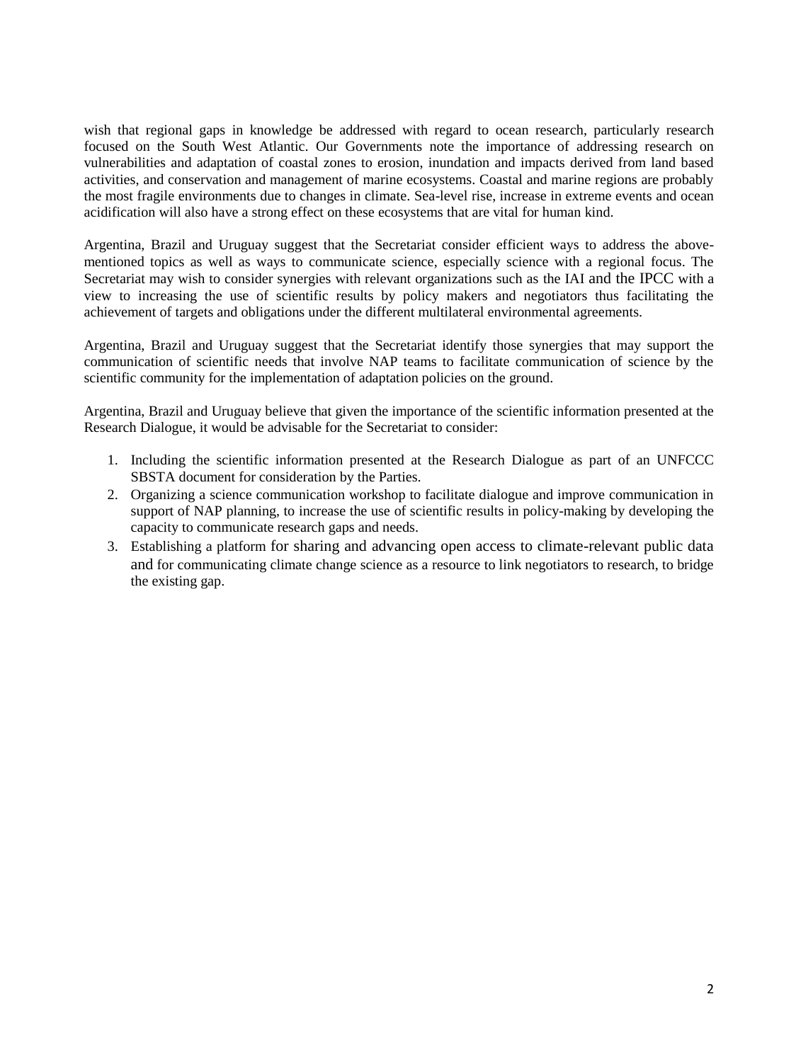wish that regional gaps in knowledge be addressed with regard to ocean research, particularly research focused on the South West Atlantic. Our Governments note the importance of addressing research on vulnerabilities and adaptation of coastal zones to erosion, inundation and impacts derived from land based activities, and conservation and management of marine ecosystems. Coastal and marine regions are probably the most fragile environments due to changes in climate. Sea-level rise, increase in extreme events and ocean acidification will also have a strong effect on these ecosystems that are vital for human kind.

Argentina, Brazil and Uruguay suggest that the Secretariat consider efficient ways to address the above-mentioned topics as well as ways to communicate science, especially science with a regional focus. The Secretariat may wish to consider synergies with relevant organizations such as the IAI and the IPCC with a view to increasing the use of scientific results by policy makers and negotiators thus facilitating the achievement of targets and obligations under the different multilateral environmental agreements.

Argentina, Brazil and Uruguay suggest that the Secretariat identify those synergies that may support the communication of scientific needs that involve NAP teams to facilitate communication of science by the scientific community for the implementation of adaptation policies on the ground.

Argentina, Brazil and Uruguay believe that given the importance of the scientific information presented at the Research Dialogue, it would be advisable for the Secretariat to consider:

1. Including the scientific information presented at the Research Dialogue as part of an UNFCCC SBSTA document for consideration by the Parties.
2. Organizing a science communication workshop to facilitate dialogue and improve communication in support of NAP planning, to increase the use of scientific results in policy-making by developing the capacity to communicate research gaps and needs.
3. Establishing a platform for sharing and advancing open access to climate-relevant public data and for communicating climate change science as a resource to link negotiators to research, to bridge the existing gap.